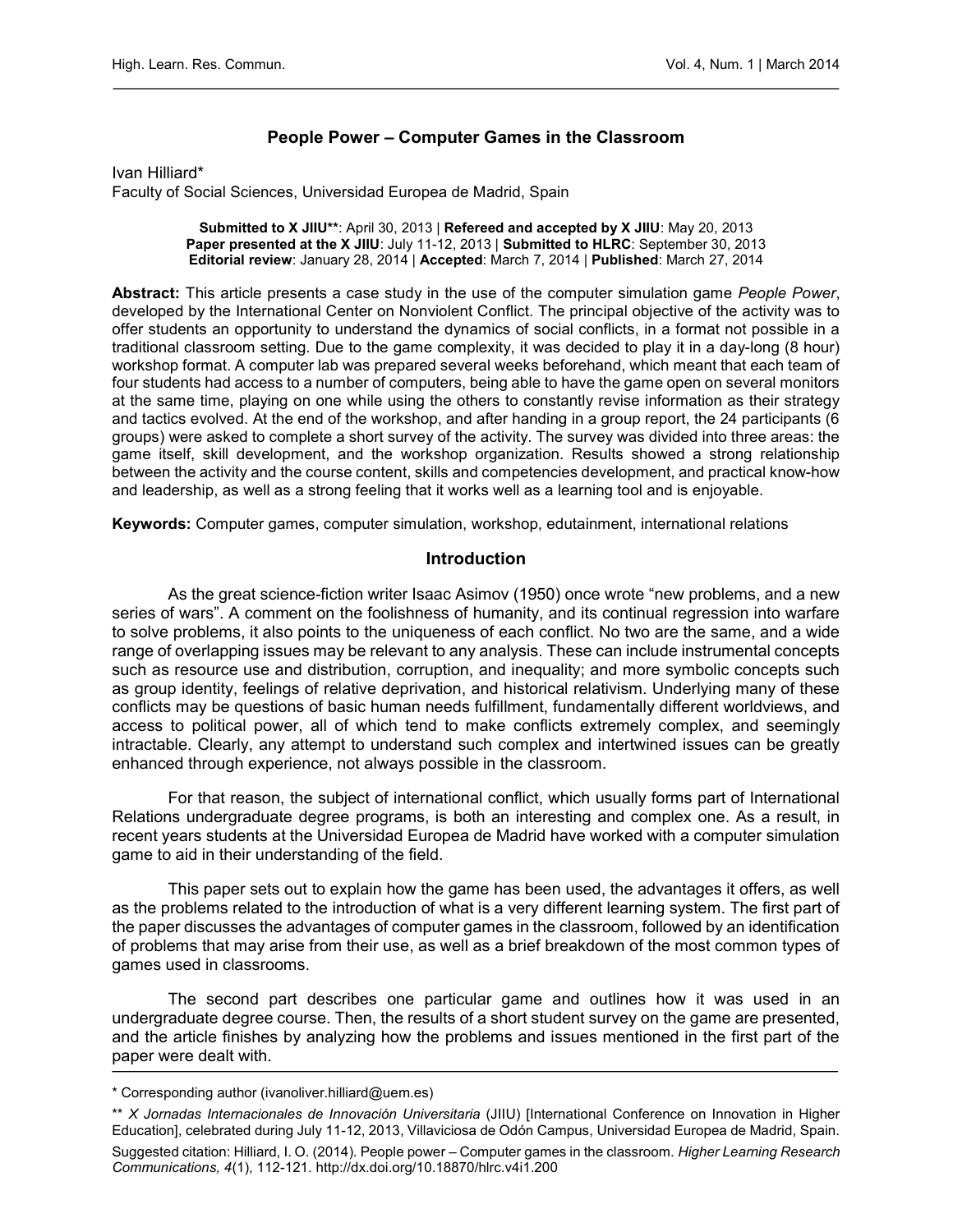# People Power – Computer Games in the Classroom

Ivan Hilliard*
Faculty of Social Sciences, Universidad Europea de Madrid, Spain

**Submitted to X JIIU****: April 30, 2013 | **Refereed and accepted by X JIIU**: May 20, 2013
**Paper presented at the X JIIU**: July 11-12, 2013 | **Submitted to HLRC**: September 30, 2013
**Editorial review**: January 28, 2014 | **Accepted**: March 7, 2014 | **Published**: March 27, 2014

**Abstract:** This article presents a case study in the use of the computer simulation game *People Power*, developed by the International Center on Nonviolent Conflict. The principal objective of the activity was to offer students an opportunity to understand the dynamics of social conflicts, in a format not possible in a traditional classroom setting. Due to the game complexity, it was decided to play it in a day-long (8 hour) workshop format. A computer lab was prepared several weeks beforehand, which meant that each team of four students had access to a number of computers, being able to have the game open on several monitors at the same time, playing on one while using the others to constantly revise information as their strategy and tactics evolved. At the end of the workshop, and after handing in a group report, the 24 participants (6 groups) were asked to complete a short survey of the activity. The survey was divided into three areas: the game itself, skill development, and the workshop organization. Results showed a strong relationship between the activity and the course content, skills and competencies development, and practical know-how and leadership, as well as a strong feeling that it works well as a learning tool and is enjoyable.

**Keywords:** Computer games, computer simulation, workshop, edutainment, international relations

## Introduction

As the great science-fiction writer Isaac Asimov (1950) once wrote "new problems, and a new series of wars". A comment on the foolishness of humanity, and its continual regression into warfare to solve problems, it also points to the uniqueness of each conflict. No two are the same, and a wide range of overlapping issues may be relevant to any analysis. These can include instrumental concepts such as resource use and distribution, corruption, and inequality; and more symbolic concepts such as group identity, feelings of relative deprivation, and historical relativism. Underlying many of these conflicts may be questions of basic human needs fulfillment, fundamentally different worldviews, and access to political power, all of which tend to make conflicts extremely complex, and seemingly intractable. Clearly, any attempt to understand such complex and intertwined issues can be greatly enhanced through experience, not always possible in the classroom.

For that reason, the subject of international conflict, which usually forms part of International Relations undergraduate degree programs, is both an interesting and complex one. As a result, in recent years students at the Universidad Europea de Madrid have worked with a computer simulation game to aid in their understanding of the field.

This paper sets out to explain how the game has been used, the advantages it offers, as well as the problems related to the introduction of what is a very different learning system. The first part of the paper discusses the advantages of computer games in the classroom, followed by an identification of problems that may arise from their use, as well as a brief breakdown of the most common types of games used in classrooms.

The second part describes one particular game and outlines how it was used in an undergraduate degree course. Then, the results of a short student survey on the game are presented, and the article finishes by analyzing how the problems and issues mentioned in the first part of the paper were dealt with.

---

\* Corresponding author (ivanoliver.hilliard@uem.es)

** *X Jornadas Internacionales de Innovación Universitaria* (JIIU) [International Conference on Innovation in Higher Education], celebrated during July 11-12, 2013, Villaviciosa de Odón Campus, Universidad Europea de Madrid, Spain.

Suggested citation: Hilliard, I. O. (2014). People power – Computer games in the classroom. *Higher Learning Research Communications, 4*(1), 112-121. http://dx.doi.org/10.18870/hlrc.v4i1.200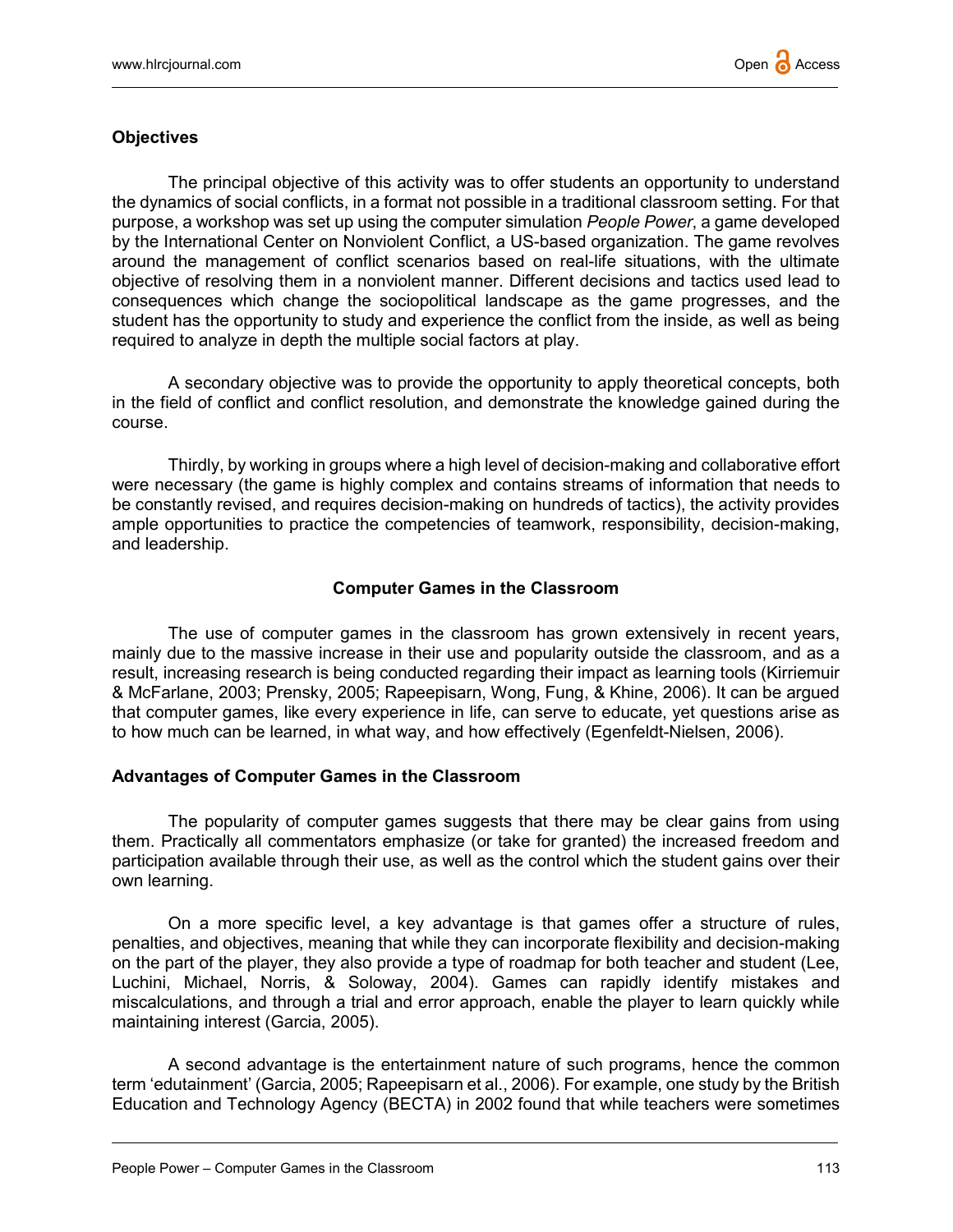## Objectives

The principal objective of this activity was to offer students an opportunity to understand the dynamics of social conflicts, in a format not possible in a traditional classroom setting. For that purpose, a workshop was set up using the computer simulation *People Power*, a game developed by the International Center on Nonviolent Conflict, a US-based organization. The game revolves around the management of conflict scenarios based on real-life situations, with the ultimate objective of resolving them in a nonviolent manner. Different decisions and tactics used lead to consequences which change the sociopolitical landscape as the game progresses, and the student has the opportunity to study and experience the conflict from the inside, as well as being required to analyze in depth the multiple social factors at play.

A secondary objective was to provide the opportunity to apply theoretical concepts, both in the field of conflict and conflict resolution, and demonstrate the knowledge gained during the course.

Thirdly, by working in groups where a high level of decision-making and collaborative effort were necessary (the game is highly complex and contains streams of information that needs to be constantly revised, and requires decision-making on hundreds of tactics), the activity provides ample opportunities to practice the competencies of teamwork, responsibility, decision-making, and leadership.

## Computer Games in the Classroom

The use of computer games in the classroom has grown extensively in recent years, mainly due to the massive increase in their use and popularity outside the classroom, and as a result, increasing research is being conducted regarding their impact as learning tools (Kirriemuir & McFarlane, 2003; Prensky, 2005; Rapeepisarn, Wong, Fung, & Khine, 2006). It can be argued that computer games, like every experience in life, can serve to educate, yet questions arise as to how much can be learned, in what way, and how effectively (Egenfeldt-Nielsen, 2006).

### Advantages of Computer Games in the Classroom

The popularity of computer games suggests that there may be clear gains from using them. Practically all commentators emphasize (or take for granted) the increased freedom and participation available through their use, as well as the control which the student gains over their own learning.

On a more specific level, a key advantage is that games offer a structure of rules, penalties, and objectives, meaning that while they can incorporate flexibility and decision-making on the part of the player, they also provide a type of roadmap for both teacher and student (Lee, Luchini, Michael, Norris, & Soloway, 2004). Games can rapidly identify mistakes and miscalculations, and through a trial and error approach, enable the player to learn quickly while maintaining interest (Garcia, 2005).

A second advantage is the entertainment nature of such programs, hence the common term 'edutainment' (Garcia, 2005; Rapeepisarn et al., 2006). For example, one study by the British Education and Technology Agency (BECTA) in 2002 found that while teachers were sometimes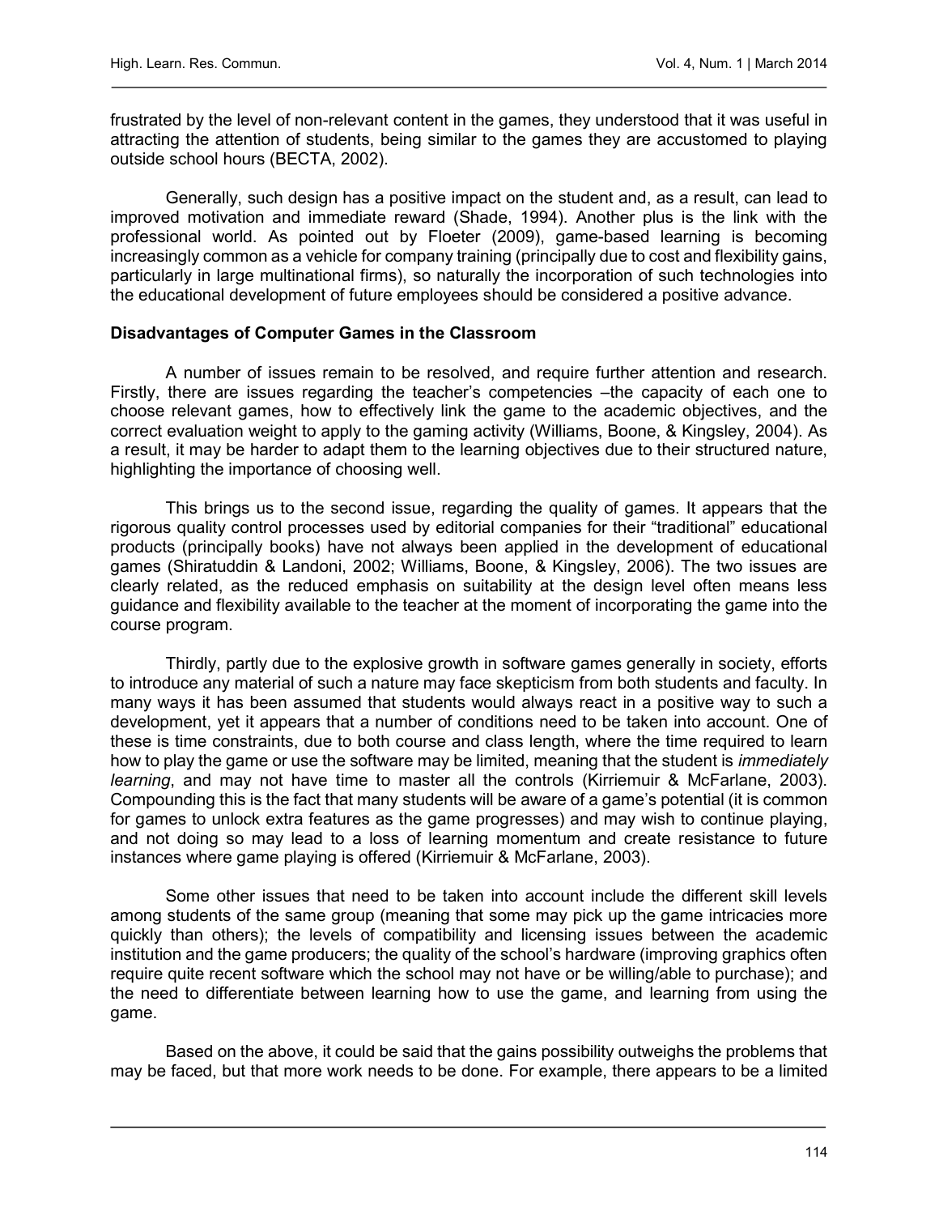frustrated by the level of non-relevant content in the games, they understood that it was useful in attracting the attention of students, being similar to the games they are accustomed to playing outside school hours (BECTA, 2002).

Generally, such design has a positive impact on the student and, as a result, can lead to improved motivation and immediate reward (Shade, 1994). Another plus is the link with the professional world. As pointed out by Floeter (2009), game-based learning is becoming increasingly common as a vehicle for company training (principally due to cost and flexibility gains, particularly in large multinational firms), so naturally the incorporation of such technologies into the educational development of future employees should be considered a positive advance.

**Disadvantages of Computer Games in the Classroom**

A number of issues remain to be resolved, and require further attention and research. Firstly, there are issues regarding the teacher's competencies –the capacity of each one to choose relevant games, how to effectively link the game to the academic objectives, and the correct evaluation weight to apply to the gaming activity (Williams, Boone, & Kingsley, 2004). As a result, it may be harder to adapt them to the learning objectives due to their structured nature, highlighting the importance of choosing well.

This brings us to the second issue, regarding the quality of games. It appears that the rigorous quality control processes used by editorial companies for their "traditional" educational products (principally books) have not always been applied in the development of educational games (Shiratuddin & Landoni, 2002; Williams, Boone, & Kingsley, 2006). The two issues are clearly related, as the reduced emphasis on suitability at the design level often means less guidance and flexibility available to the teacher at the moment of incorporating the game into the course program.

Thirdly, partly due to the explosive growth in software games generally in society, efforts to introduce any material of such a nature may face skepticism from both students and faculty. In many ways it has been assumed that students would always react in a positive way to such a development, yet it appears that a number of conditions need to be taken into account. One of these is time constraints, due to both course and class length, where the time required to learn how to play the game or use the software may be limited, meaning that the student is *immediately learning*, and may not have time to master all the controls (Kirriemuir & McFarlane, 2003). Compounding this is the fact that many students will be aware of a game's potential (it is common for games to unlock extra features as the game progresses) and may wish to continue playing, and not doing so may lead to a loss of learning momentum and create resistance to future instances where game playing is offered (Kirriemuir & McFarlane, 2003).

Some other issues that need to be taken into account include the different skill levels among students of the same group (meaning that some may pick up the game intricacies more quickly than others); the levels of compatibility and licensing issues between the academic institution and the game producers; the quality of the school's hardware (improving graphics often require quite recent software which the school may not have or be willing/able to purchase); and the need to differentiate between learning how to use the game, and learning from using the game.

Based on the above, it could be said that the gains possibility outweighs the problems that may be faced, but that more work needs to be done. For example, there appears to be a limited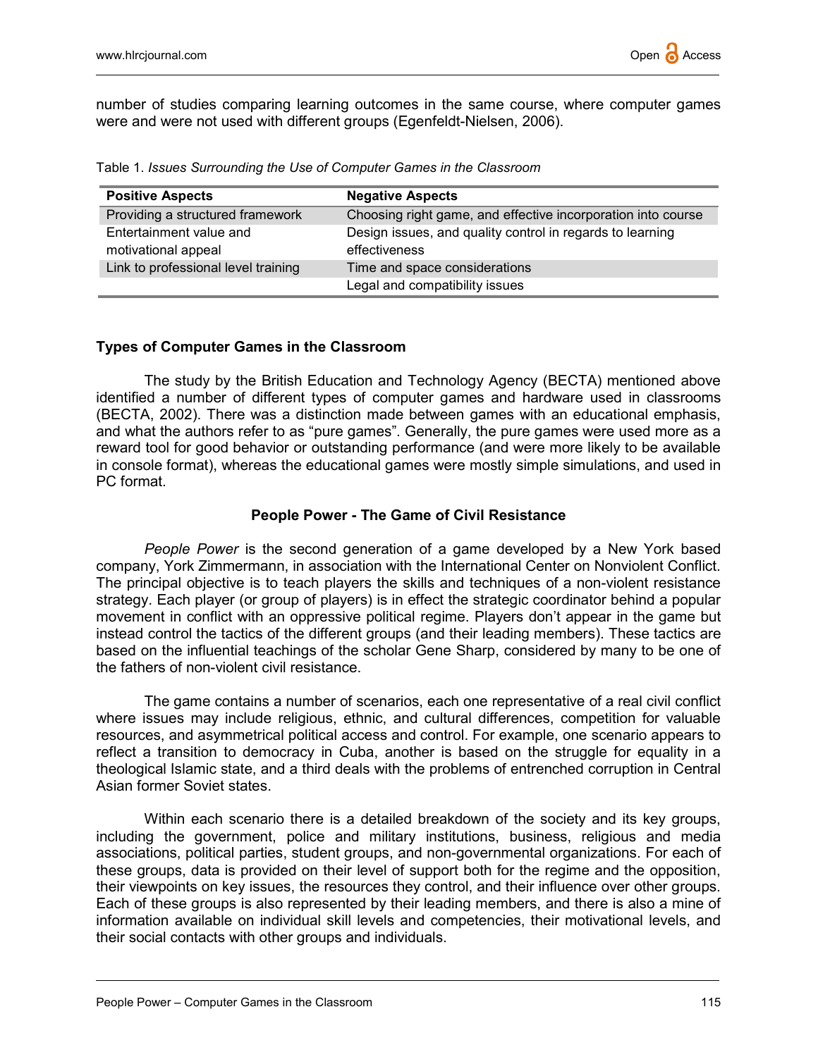number of studies comparing learning outcomes in the same course, where computer games were and were not used with different groups (Egenfeldt-Nielsen, 2006).

Table 1. *Issues Surrounding the Use of Computer Games in the Classroom*

| **Positive Aspects** | **Negative Aspects** |
| --- | --- |
| Providing a structured framework | Choosing right game, and effective incorporation into course |
| Entertainment value and motivational appeal | Design issues, and quality control in regards to learning effectiveness |
| Link to professional level training | Time and space considerations |
| | Legal and compatibility issues |

### Types of Computer Games in the Classroom

The study by the British Education and Technology Agency (BECTA) mentioned above identified a number of different types of computer games and hardware used in classrooms (BECTA, 2002). There was a distinction made between games with an educational emphasis, and what the authors refer to as "pure games". Generally, the pure games were used more as a reward tool for good behavior or outstanding performance (and were more likely to be available in console format), whereas the educational games were mostly simple simulations, and used in PC format.

### People Power - The Game of Civil Resistance

*People Power* is the second generation of a game developed by a New York based company, York Zimmermann, in association with the International Center on Nonviolent Conflict. The principal objective is to teach players the skills and techniques of a non-violent resistance strategy. Each player (or group of players) is in effect the strategic coordinator behind a popular movement in conflict with an oppressive political regime. Players don't appear in the game but instead control the tactics of the different groups (and their leading members). These tactics are based on the influential teachings of the scholar Gene Sharp, considered by many to be one of the fathers of non-violent civil resistance.

The game contains a number of scenarios, each one representative of a real civil conflict where issues may include religious, ethnic, and cultural differences, competition for valuable resources, and asymmetrical political access and control. For example, one scenario appears to reflect a transition to democracy in Cuba, another is based on the struggle for equality in a theological Islamic state, and a third deals with the problems of entrenched corruption in Central Asian former Soviet states.

Within each scenario there is a detailed breakdown of the society and its key groups, including the government, police and military institutions, business, religious and media associations, political parties, student groups, and non-governmental organizations. For each of these groups, data is provided on their level of support both for the regime and the opposition, their viewpoints on key issues, the resources they control, and their influence over other groups. Each of these groups is also represented by their leading members, and there is also a mine of information available on individual skill levels and competencies, their motivational levels, and their social contacts with other groups and individuals.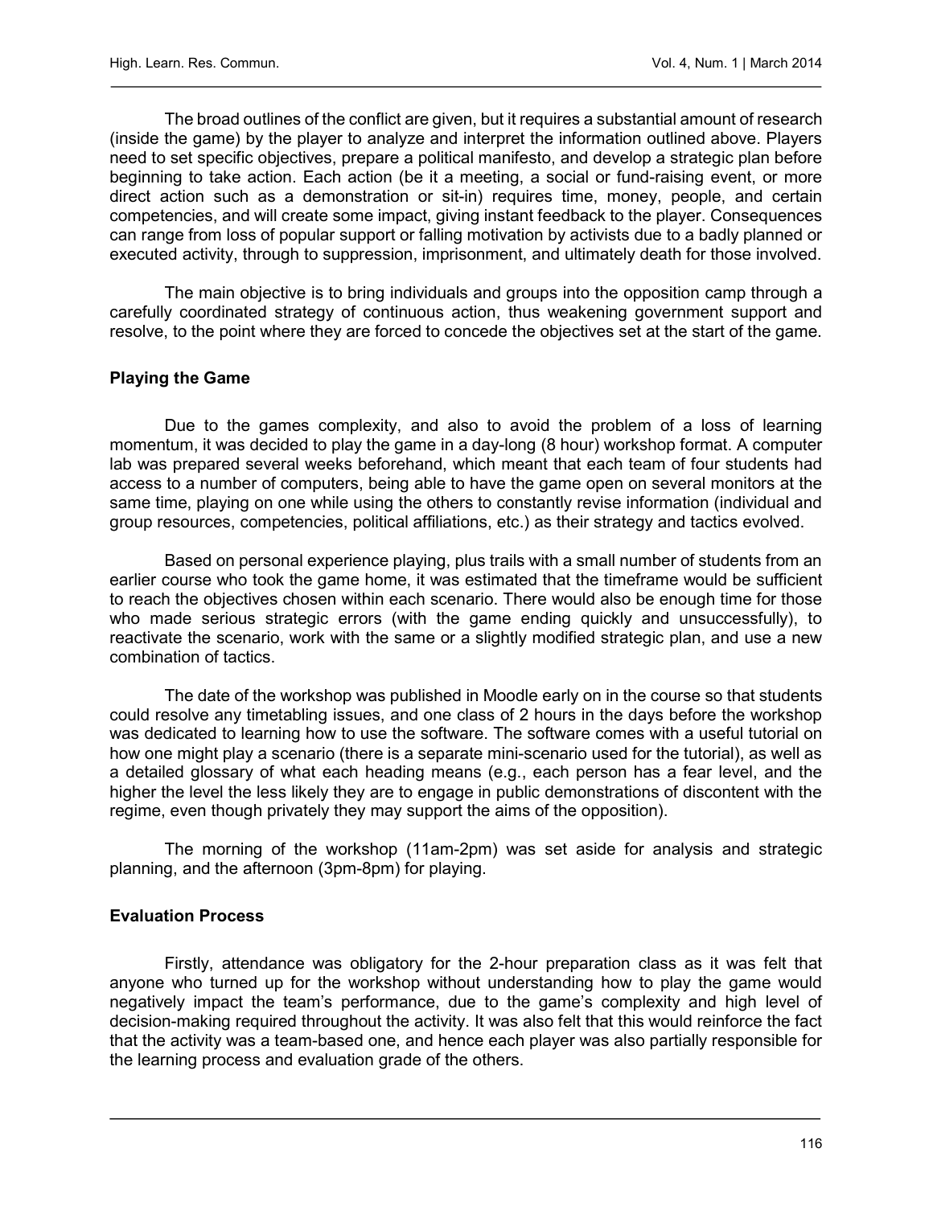The broad outlines of the conflict are given, but it requires a substantial amount of research (inside the game) by the player to analyze and interpret the information outlined above. Players need to set specific objectives, prepare a political manifesto, and develop a strategic plan before beginning to take action. Each action (be it a meeting, a social or fund-raising event, or more direct action such as a demonstration or sit-in) requires time, money, people, and certain competencies, and will create some impact, giving instant feedback to the player. Consequences can range from loss of popular support or falling motivation by activists due to a badly planned or executed activity, through to suppression, imprisonment, and ultimately death for those involved.

The main objective is to bring individuals and groups into the opposition camp through a carefully coordinated strategy of continuous action, thus weakening government support and resolve, to the point where they are forced to concede the objectives set at the start of the game.

## Playing the Game

Due to the games complexity, and also to avoid the problem of a loss of learning momentum, it was decided to play the game in a day-long (8 hour) workshop format. A computer lab was prepared several weeks beforehand, which meant that each team of four students had access to a number of computers, being able to have the game open on several monitors at the same time, playing on one while using the others to constantly revise information (individual and group resources, competencies, political affiliations, etc.) as their strategy and tactics evolved.

Based on personal experience playing, plus trails with a small number of students from an earlier course who took the game home, it was estimated that the timeframe would be sufficient to reach the objectives chosen within each scenario. There would also be enough time for those who made serious strategic errors (with the game ending quickly and unsuccessfully), to reactivate the scenario, work with the same or a slightly modified strategic plan, and use a new combination of tactics.

The date of the workshop was published in Moodle early on in the course so that students could resolve any timetabling issues, and one class of 2 hours in the days before the workshop was dedicated to learning how to use the software. The software comes with a useful tutorial on how one might play a scenario (there is a separate mini-scenario used for the tutorial), as well as a detailed glossary of what each heading means (e.g., each person has a fear level, and the higher the level the less likely they are to engage in public demonstrations of discontent with the regime, even though privately they may support the aims of the opposition).

The morning of the workshop (11am-2pm) was set aside for analysis and strategic planning, and the afternoon (3pm-8pm) for playing.

## Evaluation Process

Firstly, attendance was obligatory for the 2-hour preparation class as it was felt that anyone who turned up for the workshop without understanding how to play the game would negatively impact the team's performance, due to the game's complexity and high level of decision-making required throughout the activity. It was also felt that this would reinforce the fact that the activity was a team-based one, and hence each player was also partially responsible for the learning process and evaluation grade of the others.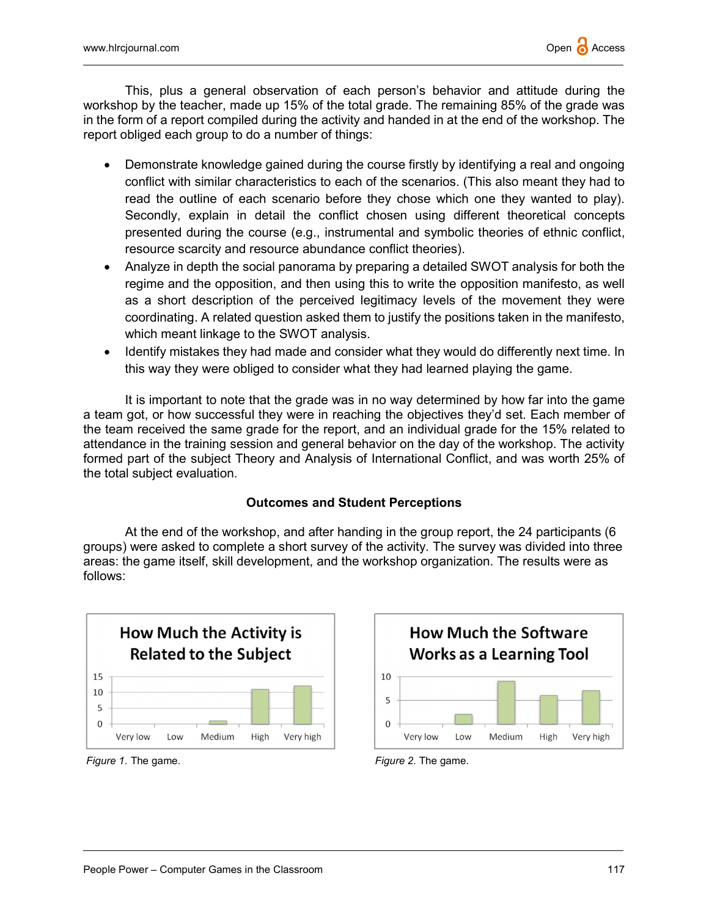This, plus a general observation of each person's behavior and attitude during the workshop by the teacher, made up 15% of the total grade. The remaining 85% of the grade was in the form of a report compiled during the activity and handed in at the end of the workshop. The report obliged each group to do a number of things:

- Demonstrate knowledge gained during the course firstly by identifying a real and ongoing conflict with similar characteristics to each of the scenarios. (This also meant they had to read the outline of each scenario before they chose which one they wanted to play). Secondly, explain in detail the conflict chosen using different theoretical concepts presented during the course (e.g., instrumental and symbolic theories of ethnic conflict, resource scarcity and resource abundance conflict theories).
- Analyze in depth the social panorama by preparing a detailed SWOT analysis for both the regime and the opposition, and then using this to write the opposition manifesto, as well as a short description of the perceived legitimacy levels of the movement they were coordinating. A related question asked them to justify the positions taken in the manifesto, which meant linkage to the SWOT analysis.
- Identify mistakes they had made and consider what they would do differently next time. In this way they were obliged to consider what they had learned playing the game.

It is important to note that the grade was in no way determined by how far into the game a team got, or how successful they were in reaching the objectives they'd set. Each member of the team received the same grade for the report, and an individual grade for the 15% related to attendance in the training session and general behavior on the day of the workshop. The activity formed part of the subject Theory and Analysis of International Conflict, and was worth 25% of the total subject evaluation.

## Outcomes and Student Perceptions

At the end of the workshop, and after handing in the group report, the 24 participants (6 groups) were asked to complete a short survey of the activity. The survey was divided into three areas: the game itself, skill development, and the workshop organization. The results were as follows:

**How Much the Activity is Related to the Subject**

*Figure 1.* The game.

**How Much the Software Works as a Learning Tool**

*Figure 2.* The game.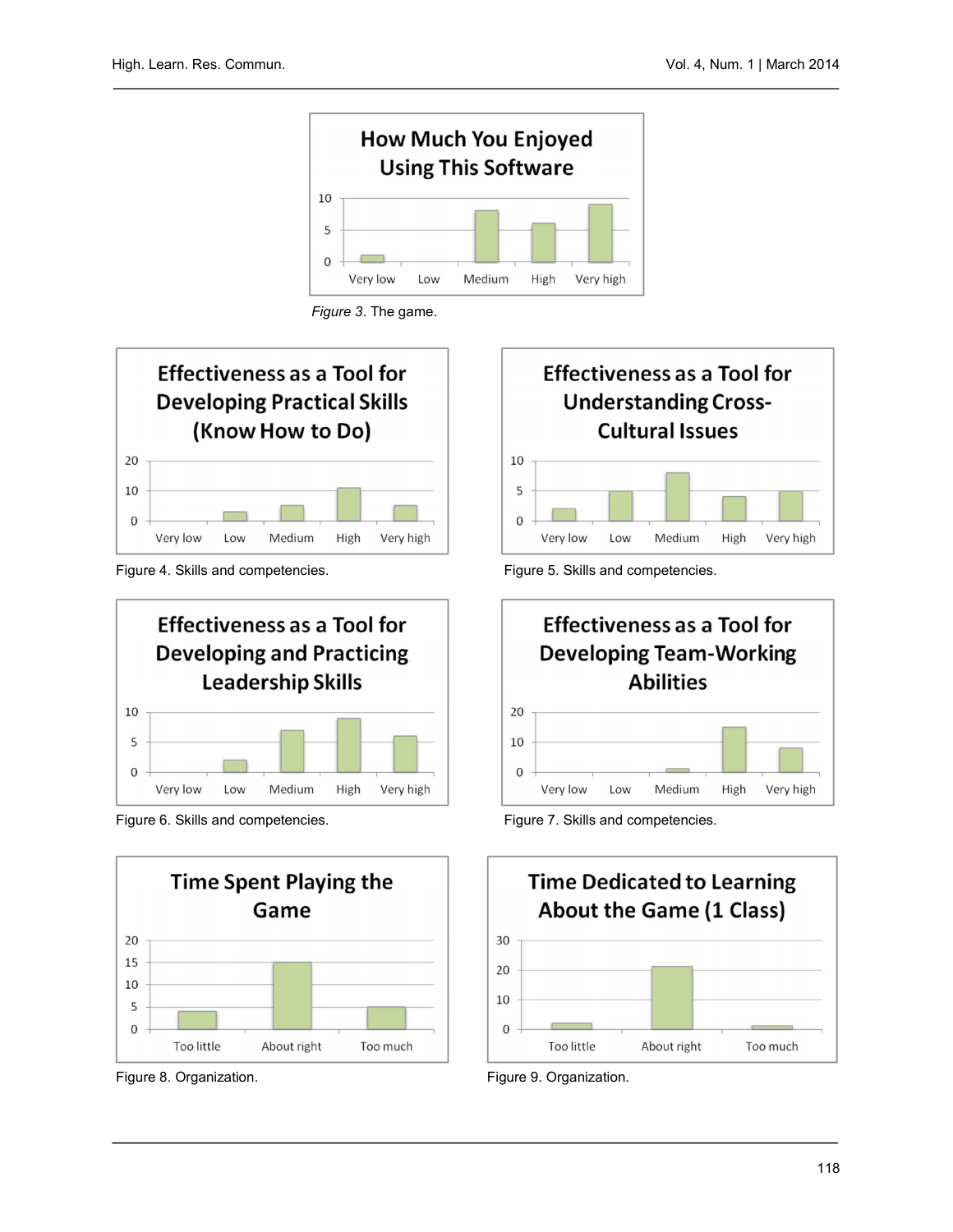How Much You Enjoyed Using This Software

*Figure 3*. The game.

Effectiveness as a Tool for Developing Practical Skills (Know How to Do)

Figure 4. Skills and competencies.

Effectiveness as a Tool for Understanding Cross-Cultural Issues

Figure 5. Skills and competencies.

Effectiveness as a Tool for Developing and Practicing Leadership Skills

Figure 6. Skills and competencies.

Effectiveness as a Tool for Developing Team-Working Abilities

Figure 7. Skills and competencies.

Time Spent Playing the Game

Figure 8. Organization.

Time Dedicated to Learning About the Game (1 Class)

Figure 9. Organization.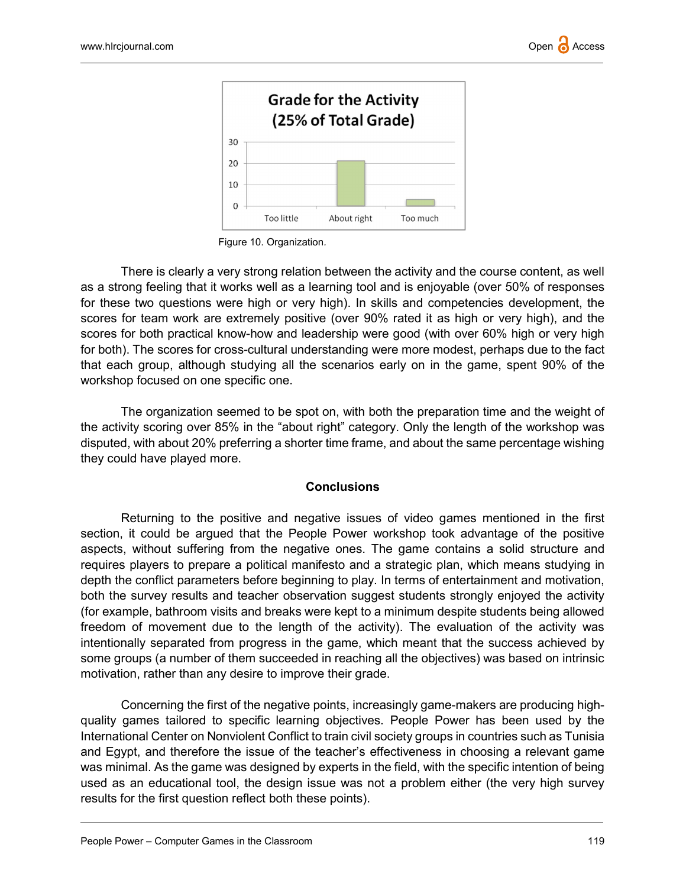Figure 10. Organization.

There is clearly a very strong relation between the activity and the course content, as well as a strong feeling that it works well as a learning tool and is enjoyable (over 50% of responses for these two questions were high or very high). In skills and competencies development, the scores for team work are extremely positive (over 90% rated it as high or very high), and the scores for both practical know-how and leadership were good (with over 60% high or very high for both). The scores for cross-cultural understanding were more modest, perhaps due to the fact that each group, although studying all the scenarios early on in the game, spent 90% of the workshop focused on one specific one.

The organization seemed to be spot on, with both the preparation time and the weight of the activity scoring over 85% in the "about right" category. Only the length of the workshop was disputed, with about 20% preferring a shorter time frame, and about the same percentage wishing they could have played more.

## Conclusions

Returning to the positive and negative issues of video games mentioned in the first section, it could be argued that the People Power workshop took advantage of the positive aspects, without suffering from the negative ones. The game contains a solid structure and requires players to prepare a political manifesto and a strategic plan, which means studying in depth the conflict parameters before beginning to play. In terms of entertainment and motivation, both the survey results and teacher observation suggest students strongly enjoyed the activity (for example, bathroom visits and breaks were kept to a minimum despite students being allowed freedom of movement due to the length of the activity). The evaluation of the activity was intentionally separated from progress in the game, which meant that the success achieved by some groups (a number of them succeeded in reaching all the objectives) was based on intrinsic motivation, rather than any desire to improve their grade.

Concerning the first of the negative points, increasingly game-makers are producing high-quality games tailored to specific learning objectives. People Power has been used by the International Center on Nonviolent Conflict to train civil society groups in countries such as Tunisia and Egypt, and therefore the issue of the teacher's effectiveness in choosing a relevant game was minimal. As the game was designed by experts in the field, with the specific intention of being used as an educational tool, the design issue was not a problem either (the very high survey results for the first question reflect both these points).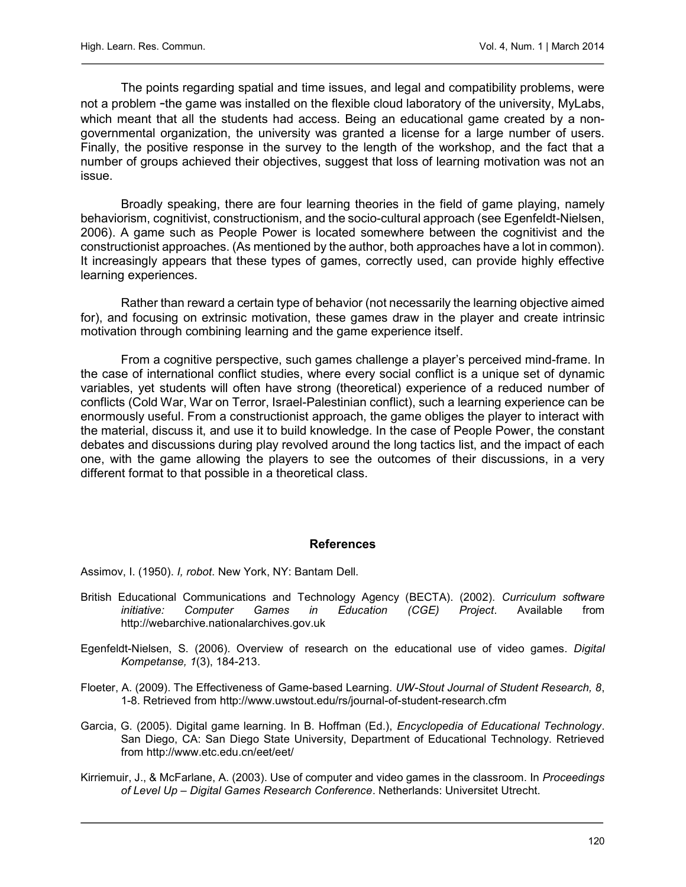The points regarding spatial and time issues, and legal and compatibility problems, were not a problem -the game was installed on the flexible cloud laboratory of the university, MyLabs, which meant that all the students had access. Being an educational game created by a non-governmental organization, the university was granted a license for a large number of users. Finally, the positive response in the survey to the length of the workshop, and the fact that a number of groups achieved their objectives, suggest that loss of learning motivation was not an issue.

Broadly speaking, there are four learning theories in the field of game playing, namely behaviorism, cognitivist, constructionism, and the socio-cultural approach (see Egenfeldt-Nielsen, 2006). A game such as People Power is located somewhere between the cognitivist and the constructionist approaches. (As mentioned by the author, both approaches have a lot in common). It increasingly appears that these types of games, correctly used, can provide highly effective learning experiences.

Rather than reward a certain type of behavior (not necessarily the learning objective aimed for), and focusing on extrinsic motivation, these games draw in the player and create intrinsic motivation through combining learning and the game experience itself.

From a cognitive perspective, such games challenge a player's perceived mind-frame. In the case of international conflict studies, where every social conflict is a unique set of dynamic variables, yet students will often have strong (theoretical) experience of a reduced number of conflicts (Cold War, War on Terror, Israel-Palestinian conflict), such a learning experience can be enormously useful. From a constructionist approach, the game obliges the player to interact with the material, discuss it, and use it to build knowledge. In the case of People Power, the constant debates and discussions during play revolved around the long tactics list, and the impact of each one, with the game allowing the players to see the outcomes of their discussions, in a very different format to that possible in a theoretical class.

## References

Assimov, I. (1950). *I, robot*. New York, NY: Bantam Dell.

British Educational Communications and Technology Agency (BECTA). (2002). *Curriculum software initiative: Computer Games in Education (CGE) Project*. Available from http://webarchive.nationalarchives.gov.uk

Egenfeldt-Nielsen, S. (2006). Overview of research on the educational use of video games. *Digital Kompetanse, 1*(3), 184-213.

Floeter, A. (2009). The Effectiveness of Game-based Learning. *UW-Stout Journal of Student Research, 8*, 1-8. Retrieved from http://www.uwstout.edu/rs/journal-of-student-research.cfm

Garcia, G. (2005). Digital game learning. In B. Hoffman (Ed.), *Encyclopedia of Educational Technology*. San Diego, CA: San Diego State University, Department of Educational Technology. Retrieved from http://www.etc.edu.cn/eet/eet/

Kirriemuir, J., & McFarlane, A. (2003). Use of computer and video games in the classroom. In *Proceedings of Level Up – Digital Games Research Conference*. Netherlands: Universitet Utrecht.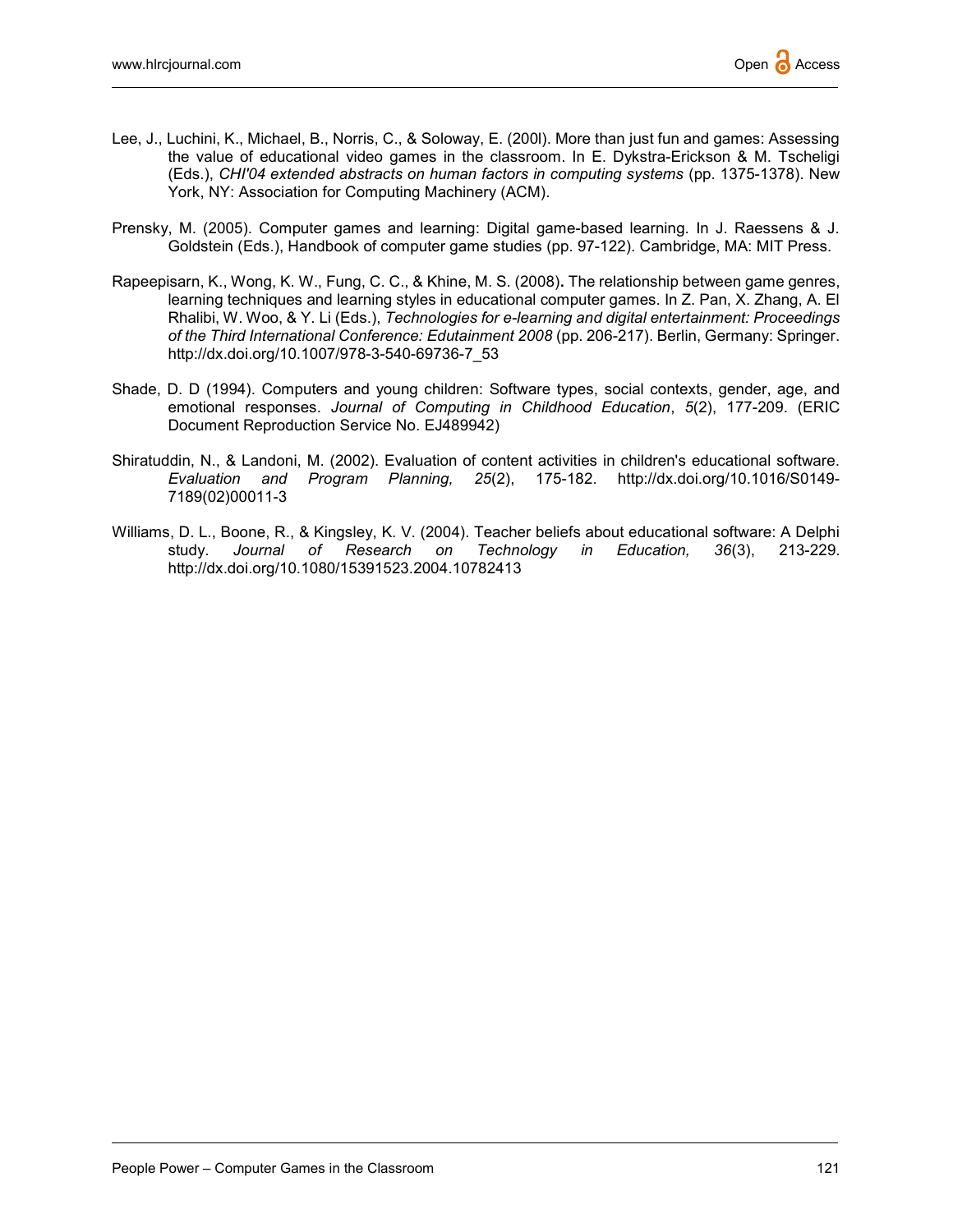Lee, J., Luchini, K., Michael, B., Norris, C., & Soloway, E. (200l). More than just fun and games: Assessing the value of educational video games in the classroom. In E. Dykstra-Erickson & M. Tscheligi (Eds.), *CHI'04 extended abstracts on human factors in computing systems* (pp. 1375-1378). New York, NY: Association for Computing Machinery (ACM).

Prensky, M. (2005). Computer games and learning: Digital game-based learning. In J. Raessens & J. Goldstein (Eds.), Handbook of computer game studies (pp. 97-122). Cambridge, MA: MIT Press.

Rapeepisarn, K., Wong, K. W., Fung, C. C., & Khine, M. S. (2008)**.** The relationship between game genres, learning techniques and learning styles in educational computer games. In Z. Pan, X. Zhang, A. El Rhalibi, W. Woo, & Y. Li (Eds.), *Technologies for e-learning and digital entertainment: Proceedings of the Third International Conference: Edutainment 2008* (pp. 206-217). Berlin, Germany: Springer. http://dx.doi.org/10.1007/978-3-540-69736-7_53

Shade, D. D (1994). Computers and young children: Software types, social contexts, gender, age, and emotional responses. *Journal of Computing in Childhood Education*, *5*(2), 177-209. (ERIC Document Reproduction Service No. EJ489942)

Shiratuddin, N., & Landoni, M. (2002). Evaluation of content activities in children's educational software. *Evaluation and Program Planning, 25*(2), 175-182. http://dx.doi.org/10.1016/S0149-7189(02)00011-3

Williams, D. L., Boone, R., & Kingsley, K. V. (2004). Teacher beliefs about educational software: A Delphi study. *Journal of Research on Technology in Education, 36*(3), 213-229. http://dx.doi.org/10.1080/15391523.2004.10782413